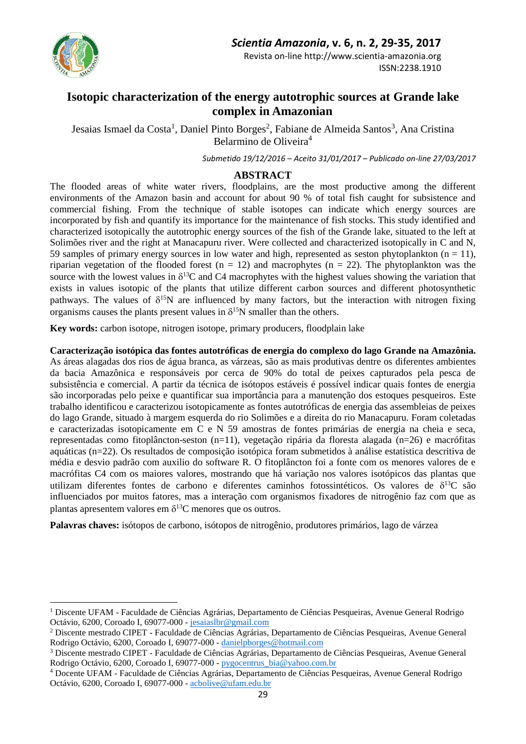# Isotopic characterization of the energy autotrophic sources at Grande lake complex in Amazonian

Jesaias Ismael da Costa[1], Daniel Pinto Borges[2], Fabiane de Almeida Santos[3], Ana Cristina Belarmino de Oliveira[4]

*Submetido 19/12/2016 – Aceito 31/01/2017 – Publicado on-line 27/03/2017*

## ABSTRACT

The flooded areas of white water rivers, floodplains, are the most productive among the different environments of the Amazon basin and account for about 90 % of total fish caught for subsistence and commercial fishing. From the technique of stable isotopes can indicate which energy sources are incorporated by fish and quantify its importance for the maintenance of fish stocks. This study identified and characterized isotopically the autotrophic energy sources of the fish of the Grande lake, situated to the left at Solimões river and the right at Manacapuru river. Were collected and characterized isotopically in C and N, 59 samples of primary energy sources in low water and high, represented as seston phytoplankton (n = 11), riparian vegetation of the flooded forest (n = 12) and macrophytes (n = 22). The phytoplankton was the source with the lowest values in $\delta^{13}C$ and C4 macrophytes with the highest values showing the variation that exists in values isotopic of the plants that utilize different carbon sources and different photosynthetic pathways. The values of $\delta^{15}N$ are influenced by many factors, but the interaction with nitrogen fixing organisms causes the plants present values in $\delta^{15}N$ smaller than the others.

**Key words:** carbon isotope, nitrogen isotope, primary producers, floodplain lake

**Caracterização isotópica das fontes autotróficas de energia do complexo do lago Grande na Amazônia.** As áreas alagadas dos rios de água branca, as várzeas, são as mais produtivas dentre os diferentes ambientes da bacia Amazônica e responsáveis por cerca de 90% do total de peixes capturados pela pesca de subsistência e comercial. A partir da técnica de isótopos estáveis é possível indicar quais fontes de energia são incorporadas pelo peixe e quantificar sua importância para a manutenção dos estoques pesqueiros. Este trabalho identificou e caracterizou isotopicamente as fontes autotróficas de energia das assembleias de peixes do lago Grande, situado à margem esquerda do rio Solimões e a direita do rio Manacapuru. Foram coletadas e caracterizadas isotopicamente em C e N 59 amostras de fontes primárias de energia na cheia e seca, representadas como fitoplâncton-seston (n=11), vegetação ripária da floresta alagada (n=26) e macrófitas aquáticas (n=22). Os resultados de composição isotópica foram submetidos à análise estatística descritiva de média e desvio padrão com auxilio do software R. O fitoplâncton foi a fonte com os menores valores de e macrófitas C4 com os maiores valores, mostrando que há variação nos valores isotópicos das plantas que utilizam diferentes fontes de carbono e diferentes caminhos fotossintéticos. Os valores de $\delta^{13}C$ são influenciados por muitos fatores, mas a interação com organismos fixadores de nitrogênio faz com que as plantas apresentem valores em $\delta^{13}C$ menores que os outros.

**Palavras chaves:** isótopos de carbono, isótopos de nitrogênio, produtores primários, lago de várzea

---

[1] Discente UFAM - Faculdade de Ciências Agrárias, Departamento de Ciências Pesqueiras, Avenue General Rodrigo Octávio, 6200, Coroado I, 69077-000 - jesaiaslbr@gmail.com

[2] Discente mestrado CIPET - Faculdade de Ciências Agrárias, Departamento de Ciências Pesqueiras, Avenue General Rodrigo Octávio, 6200, Coroado I, 69077-000 - danielpborges@hotmail.com

[3] Discente mestrado CIPET - Faculdade de Ciências Agrárias, Departamento de Ciências Pesqueiras, Avenue General Rodrigo Octávio, 6200, Coroado I, 69077-000 - pygocentrus_bia@yahoo.com.br

[4] Docente UFAM - Faculdade de Ciências Agrárias, Departamento de Ciências Pesqueiras, Avenue General Rodrigo Octávio, 6200, Coroado I, 69077-000 - acbolive@ufam.edu.br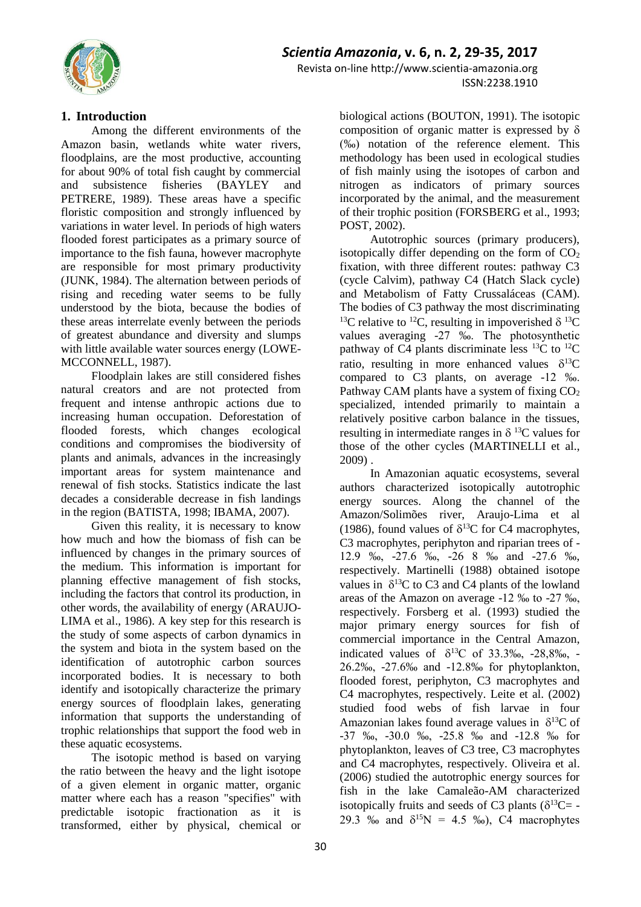## 1. Introduction

Among the different environments of the Amazon basin, wetlands white water rivers, floodplains, are the most productive, accounting for about 90% of total fish caught by commercial and subsistence fisheries (BAYLEY and PETRERE, 1989). These areas have a specific floristic composition and strongly influenced by variations in water level. In periods of high waters flooded forest participates as a primary source of importance to the fish fauna, however macrophyte are responsible for most primary productivity (JUNK, 1984). The alternation between periods of rising and receding water seems to be fully understood by the biota, because the bodies of these areas interrelate evenly between the periods of greatest abundance and diversity and slumps with little available water sources energy (LOWE-MCCONNELL, 1987).

Floodplain lakes are still considered fishes natural creators and are not protected from frequent and intense anthropic actions due to increasing human occupation. Deforestation of flooded forests, which changes ecological conditions and compromises the biodiversity of plants and animals, advances in the increasingly important areas for system maintenance and renewal of fish stocks. Statistics indicate the last decades a considerable decrease in fish landings in the region (BATISTA, 1998; IBAMA, 2007).

Given this reality, it is necessary to know how much and how the biomass of fish can be influenced by changes in the primary sources of the medium. This information is important for planning effective management of fish stocks, including the factors that control its production, in other words, the availability of energy (ARAUJO-LIMA et al., 1986). A key step for this research is the study of some aspects of carbon dynamics in the system and biota in the system based on the identification of autotrophic carbon sources incorporated bodies. It is necessary to both identify and isotopically characterize the primary energy sources of floodplain lakes, generating information that supports the understanding of trophic relationships that support the food web in these aquatic ecosystems.

The isotopic method is based on varying the ratio between the heavy and the light isotope of a given element in organic matter, organic matter where each has a reason "specifies" with predictable isotopic fractionation as it is transformed, either by physical, chemical or biological actions (BOUTON, 1991). The isotopic composition of organic matter is expressed by $\delta$ (‰) notation of the reference element. This methodology has been used in ecological studies of fish mainly using the isotopes of carbon and nitrogen as indicators of primary sources incorporated by the animal, and the measurement of their trophic position (FORSBERG et al., 1993; POST, 2002).

Autotrophic sources (primary producers), isotopically differ depending on the form of $CO_2$ fixation, with three different routes: pathway C3 (cycle Calvim), pathway C4 (Hatch Slack cycle) and Metabolism of Fatty Crussaláceas (CAM). The bodies of C3 pathway the most discriminating $^{13}C$ relative to $^{12}C$, resulting in impoverished $\delta$ $^{13}C$ values averaging -27 ‰. The photosynthetic pathway of C4 plants discriminate less $^{13}C$ to $^{12}C$ ratio, resulting in more enhanced values $\delta^{13}C$ compared to C3 plants, on average -12 ‰. Pathway CAM plants have a system of fixing $CO_2$ specialized, intended primarily to maintain a relatively positive carbon balance in the tissues, resulting in intermediate ranges in $\delta$ $^{13}C$ values for those of the other cycles (MARTINELLI et al., 2009) .

In Amazonian aquatic ecosystems, several authors characterized isotopically autotrophic energy sources. Along the channel of the Amazon/Solimões river, Araujo-Lima et al (1986), found values of $\delta^{13}C$ for C4 macrophytes, C3 macrophytes, periphyton and riparian trees of -12.9 ‰, -27.6 ‰, -26 8 ‰ and -27.6 ‰, respectively. Martinelli (1988) obtained isotope values in $\delta^{13}C$ to C3 and C4 plants of the lowland areas of the Amazon on average -12 ‰ to -27 ‰, respectively. Forsberg et al. (1993) studied the major primary energy sources for fish of commercial importance in the Central Amazon, indicated values of $\delta^{13}C$ of 33.3‰, -28,8‰, -26.2‰, -27.6‰ and -12.8‰ for phytoplankton, flooded forest, periphyton, C3 macrophytes and C4 macrophytes, respectively. Leite et al. (2002) studied food webs of fish larvae in four Amazonian lakes found average values in $\delta^{13}C$ of -37 ‰, -30.0 ‰, -25.8 ‰ and -12.8 ‰ for phytoplankton, leaves of C3 tree, C3 macrophytes and C4 macrophytes, respectively. Oliveira et al. (2006) studied the autotrophic energy sources for fish in the lake Camaleão-AM characterized isotopically fruits and seeds of C3 plants ($\delta^{13}C$= -29.3 ‰ and $\delta^{15}N$ = 4.5 ‰), C4 macrophytes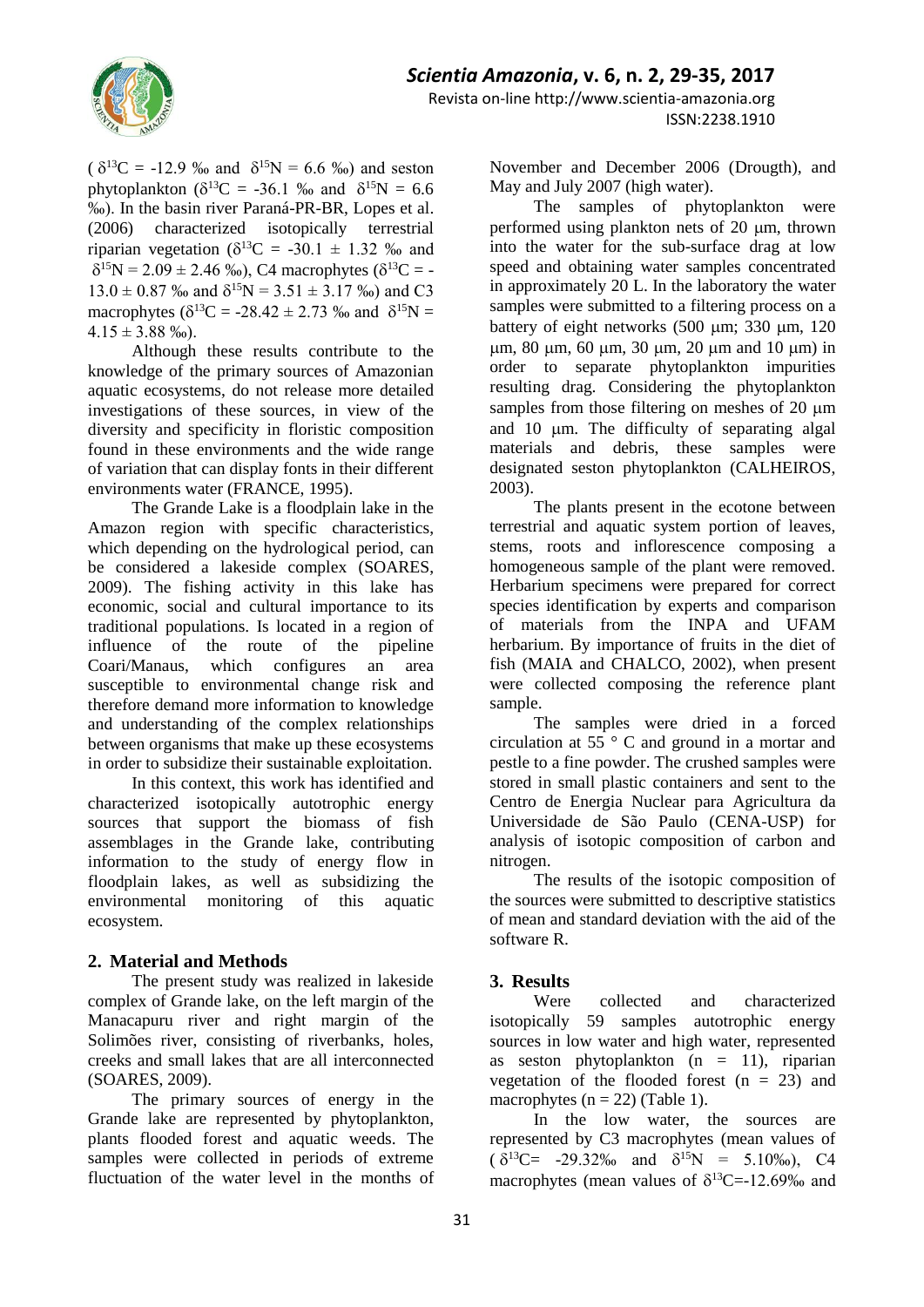( $\delta^{13}C$ = -12.9 ‰ and $\delta^{15}N$ = 6.6 ‰) and seston phytoplankton ($\delta^{13}C$ = -36.1 ‰ and $\delta^{15}N$ = 6.6 ‰). In the basin river Paraná-PR-BR, Lopes et al. (2006) characterized isotopically terrestrial riparian vegetation ($\delta^{13}C$ = -30.1 ± 1.32 ‰ and $\delta^{15}N$ = 2.09 ± 2.46 ‰), C4 macrophytes ($\delta^{13}C$ = -13.0 ± 0.87 ‰ and $\delta^{15}N$ = 3.51 ± 3.17 ‰) and C3 macrophytes ($\delta^{13}C$ = -28.42 ± 2.73 ‰ and $\delta^{15}N$ = 4.15 ± 3.88 ‰).

Although these results contribute to the knowledge of the primary sources of Amazonian aquatic ecosystems, do not release more detailed investigations of these sources, in view of the diversity and specificity in floristic composition found in these environments and the wide range of variation that can display fonts in their different environments water (FRANCE, 1995).

The Grande Lake is a floodplain lake in the Amazon region with specific characteristics, which depending on the hydrological period, can be considered a lakeside complex (SOARES, 2009). The fishing activity in this lake has economic, social and cultural importance to its traditional populations. Is located in a region of influence of the route of the pipeline Coari/Manaus, which configures an area susceptible to environmental change risk and therefore demand more information to knowledge and understanding of the complex relationships between organisms that make up these ecosystems in order to subsidize their sustainable exploitation.

In this context, this work has identified and characterized isotopically autotrophic energy sources that support the biomass of fish assemblages in the Grande lake, contributing information to the study of energy flow in floodplain lakes, as well as subsidizing the environmental monitoring of this aquatic ecosystem.

## 2. Material and Methods

The present study was realized in lakeside complex of Grande lake, on the left margin of the Manacapuru river and right margin of the Solimões river, consisting of riverbanks, holes, creeks and small lakes that are all interconnected (SOARES, 2009).

The primary sources of energy in the Grande lake are represented by phytoplankton, plants flooded forest and aquatic weeds. The samples were collected in periods of extreme fluctuation of the water level in the months of November and December 2006 (Drougth), and May and July 2007 (high water).

The samples of phytoplankton were performed using plankton nets of 20 μm, thrown into the water for the sub-surface drag at low speed and obtaining water samples concentrated in approximately 20 L. In the laboratory the water samples were submitted to a filtering process on a battery of eight networks (500 μm; 330 μm, 120 μm, 80 μm, 60 μm, 30 μm, 20 μm and 10 μm) in order to separate phytoplankton impurities resulting drag. Considering the phytoplankton samples from those filtering on meshes of 20 μm and 10 μm. The difficulty of separating algal materials and debris, these samples were designated seston phytoplankton (CALHEIROS, 2003).

The plants present in the ecotone between terrestrial and aquatic system portion of leaves, stems, roots and inflorescence composing a homogeneous sample of the plant were removed. Herbarium specimens were prepared for correct species identification by experts and comparison of materials from the INPA and UFAM herbarium. By importance of fruits in the diet of fish (MAIA and CHALCO, 2002), when present were collected composing the reference plant sample.

The samples were dried in a forced circulation at 55 ° C and ground in a mortar and pestle to a fine powder. The crushed samples were stored in small plastic containers and sent to the Centro de Energia Nuclear para Agricultura da Universidade de São Paulo (CENA-USP) for analysis of isotopic composition of carbon and nitrogen.

The results of the isotopic composition of the sources were submitted to descriptive statistics of mean and standard deviation with the aid of the software R.

## 3. Results

Were collected and characterized isotopically 59 samples autotrophic energy sources in low water and high water, represented as seston phytoplankton (n = 11), riparian vegetation of the flooded forest (n = 23) and macrophytes (n = 22) (Table 1).

In the low water, the sources are represented by C3 macrophytes (mean values of ( $\delta^{13}C$= -29.32‰ and $\delta^{15}N$ = 5.10‰), C4 macrophytes (mean values of $\delta^{13}C$=-12.69‰ and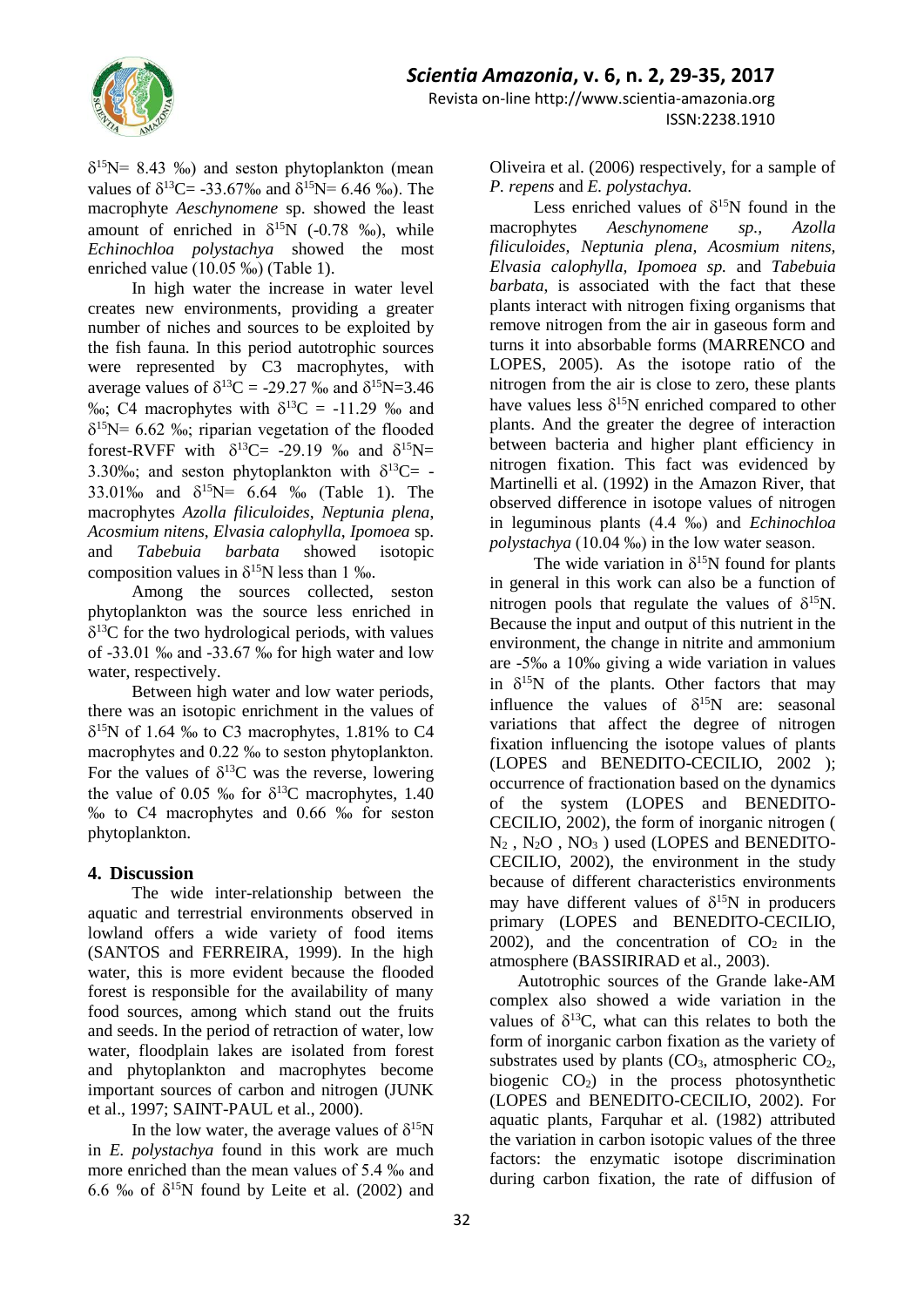$\delta^{15}N$= 8.43 ‰) and seston phytoplankton (mean values of $\delta^{13}C$= -33.67‰ and $\delta^{15}N$= 6.46 ‰). The macrophyte *Aeschynomene* sp. showed the least amount of enriched in $\delta^{15}N$ (-0.78 ‰), while *Echinochloa polystachya* showed the most enriched value (10.05 ‰) (Table 1).

In high water the increase in water level creates new environments, providing a greater number of niches and sources to be exploited by the fish fauna. In this period autotrophic sources were represented by C3 macrophytes, with average values of $\delta^{13}C$ = -29.27 ‰ and $\delta^{15}N$=3.46 ‰; C4 macrophytes with $\delta^{13}C$ = -11.29 ‰ and $\delta^{15}N$= 6.62 ‰; riparian vegetation of the flooded forest-RVFF with $\delta^{13}C$= -29.19 ‰ and $\delta^{15}N$= 3.30‰; and seston phytoplankton with $\delta^{13}C$= -33.01‰ and $\delta^{15}N$= 6.64 ‰ (Table 1). The macrophytes *Azolla filiculoides*, *Neptunia plena*, *Acosmium nitens*, *Elvasia calophyllа*, *Ipomoea* sp. and *Tabebuia barbata* showed isotopic composition values in $\delta^{15}N$ less than 1 ‰.

Among the sources collected, seston phytoplankton was the source less enriched in $\delta^{13}C$ for the two hydrological periods, with values of -33.01 ‰ and -33.67 ‰ for high water and low water, respectively.

Between high water and low water periods, there was an isotopic enrichment in the values of $\delta^{15}N$ of 1.64 ‰ to C3 macrophytes, 1.81% to C4 macrophytes and 0.22 ‰ to seston phytoplankton. For the values of $\delta^{13}C$ was the reverse, lowering the value of 0.05 ‰ for $\delta^{13}C$ macrophytes, 1.40 ‰ to C4 macrophytes and 0.66 ‰ for seston phytoplankton.

## 4. Discussion

The wide inter-relationship between the aquatic and terrestrial environments observed in lowland offers a wide variety of food items (SANTOS and FERREIRA, 1999). In the high water, this is more evident because the flooded forest is responsible for the availability of many food sources, among which stand out the fruits and seeds. In the period of retraction of water, low water, floodplain lakes are isolated from forest and phytoplankton and macrophytes become important sources of carbon and nitrogen (JUNK et al., 1997; SAINT-PAUL et al., 2000).

In the low water, the average values of $\delta^{15}N$ in *E. polystachya* found in this work are much more enriched than the mean values of 5.4 ‰ and 6.6 ‰ of $\delta^{15}N$ found by Leite et al. (2002) and Oliveira et al. (2006) respectively, for a sample of *P. repens* and *E. polystachya.*

Less enriched values of $\delta^{15}N$ found in the macrophytes *Aeschynomene sp., Azolla filiculoides, Neptunia plena, Acosmium nitens, Elvasia calophylla, Ipomoea sp.* and *Tabebuia barbata*, is associated with the fact that these plants interact with nitrogen fixing organisms that remove nitrogen from the air in gaseous form and turns it into absorbable forms (MARRENCO and LOPES, 2005). As the isotope ratio of the nitrogen from the air is close to zero, these plants have values less $\delta^{15}N$ enriched compared to other plants. And the greater the degree of interaction between bacteria and higher plant efficiency in nitrogen fixation. This fact was evidenced by Martinelli et al. (1992) in the Amazon River, that observed difference in isotope values of nitrogen in leguminous plants (4.4 ‰) and *Echinochloa polystachya* (10.04 ‰) in the low water season.

The wide variation in $\delta^{15}N$ found for plants in general in this work can also be a function of nitrogen pools that regulate the values of $\delta^{15}N$. Because the input and output of this nutrient in the environment, the change in nitrite and ammonium are -5‰ a 10‰ giving a wide variation in values in $\delta^{15}N$ of the plants. Other factors that may influence the values of $\delta^{15}N$ are: seasonal variations that affect the degree of nitrogen fixation influencing the isotope values of plants (LOPES and BENEDITO-CECILIO, 2002 ); occurrence of fractionation based on the dynamics of the system (LOPES and BENEDITO-CECILIO, 2002), the form of inorganic nitrogen ( $N_2$ , $N_2O$ , $NO_3$ ) used (LOPES and BENEDITO-CECILIO, 2002), the environment in the study because of different characteristics environments may have different values of $\delta^{15}N$ in producers primary (LOPES and BENEDITO-CECILIO, 2002), and the concentration of $CO_2$ in the atmosphere (BASSIRIRAD et al., 2003).

Autotrophic sources of the Grande lake-AM complex also showed a wide variation in the values of $\delta^{13}C$, what can this relates to both the form of inorganic carbon fixation as the variety of substrates used by plants ($CO_3$, atmospheric $CO_2$, biogenic $CO_2$) in the process photosynthetic (LOPES and BENEDITO-CECILIO, 2002). For aquatic plants, Farquhar et al. (1982) attributed the variation in carbon isotopic values of the three factors: the enzymatic isotope discrimination during carbon fixation, the rate of diffusion of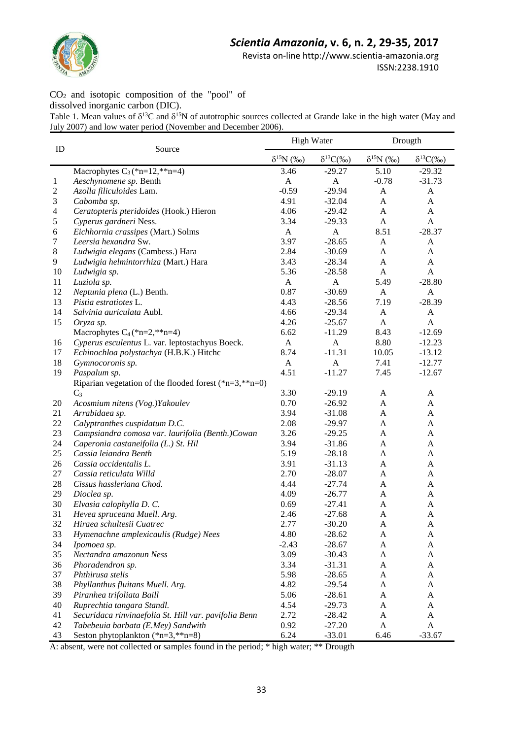$CO_2$ and isotopic composition of the "pool" of dissolved inorganic carbon (DIC).

Table 1. Mean values of $\delta^{13}C$ and $\delta^{15}N$ of autotrophic sources collected at Grande lake in the high water (May and July 2007) and low water period (November and December 2006).

| ID | Source | High Water | | Drougth | |
|---|---|---|---|---|---|
| | | $\delta^{15}N$ (‰) | $\delta^{13}C$(‰) | $\delta^{15}N$ (‰) | $\delta^{13}C$(‰) |
| | Macrophytes $C_3$ (*n=12,**n=4) | 3.46 | -29.27 | 5.10 | -29.32 |
| 1 | *Aeschynomene sp.* Benth | A | A | -0.78 | -31.73 |
| 2 | *Azolla filiculoides* Lam. | -0.59 | -29.94 | A | A |
| 3 | *Cabomba sp.* | 4.91 | -32.04 | A | A |
| 4 | *Ceratopteris pteridoides* (Hook.) Hieron | 4.06 | -29.42 | A | A |
| 5 | *Cyperus gardneri* Ness. | 3.34 | -29.33 | A | A |
| 6 | *Eichhornia crassipes* (Mart.) Solms | A | A | 8.51 | -28.37 |
| 7 | *Leersia hexandra* Sw. | 3.97 | -28.65 | A | A |
| 8 | *Ludwigia elegans* (Cambess.) Hara | 2.84 | -30.69 | A | A |
| 9 | *Ludwigia helmintorrhiza* (Mart.) Hara | 3.43 | -28.34 | A | A |
| 10 | *Ludwigia sp.* | 5.36 | -28.58 | A | A |
| 11 | *Luziola sp.* | A | A | 5.49 | -28.80 |
| 12 | *Neptunia plena* (L.) Benth. | 0.87 | -30.69 | A | A |
| 13 | *Pistia estratiotes* L. | 4.43 | -28.56 | 7.19 | -28.39 |
| 14 | *Salvinia auriculata* Aubl. | 4.66 | -29.34 | A | A |
| 15 | *Oryza sp.* | 4.26 | -25.67 | A | A |
| | Macrophytes $C_4$ (*n=2,**n=4) | 6.62 | -11.29 | 8.43 | -12.69 |
| 16 | *Cyperus esculentus* L. var. leptostachyus Boeck. | A | A | 8.80 | -12.23 |
| 17 | *Echinochloa polystachya* (H.B.K.) Hitchc | 8.74 | -11.31 | 10.05 | -13.12 |
| 18 | *Gymnocoronis sp.* | A | A | 7.41 | -12.77 |
| 19 | *Paspalum sp.* | 4.51 | -11.27 | 7.45 | -12.67 |
| | Riparian vegetation of the flooded forest (*n=3,**n=0) $C_3$ | 3.30 | -29.19 | A | A |
| 20 | *Acosmium nitens (Vog.)Yakoulev* | 0.70 | -26.92 | A | A |
| 21 | *Arrabidaea sp.* | 3.94 | -31.08 | A | A |
| 22 | *Calyptranthes cuspidatum D.C.* | 2.08 | -29.97 | A | A |
| 23 | *Campsiandra comosa var. laurifolia (Benth.)Cowan* | 3.26 | -29.25 | A | A |
| 24 | *Caperonia castaneifolia (L.) St. Hil* | 3.94 | -31.86 | A | A |
| 25 | *Cassia leiandra Benth* | 5.19 | -28.18 | A | A |
| 26 | *Cassia occidentalis L.* | 3.91 | -31.13 | A | A |
| 27 | *Cassia reticulata Willd* | 2.70 | -28.07 | A | A |
| 28 | *Cissus hassleriana Chod.* | 4.44 | -27.74 | A | A |
| 29 | *Dioclea sp.* | 4.09 | -26.77 | A | A |
| 30 | *Elvasia calophylla D. C.* | 0.69 | -27.41 | A | A |
| 31 | *Hevea spruceana Muell. Arg.* | 2.46 | -27.68 | A | A |
| 32 | *Hiraea schultesii Cuatrec* | 2.77 | -30.20 | A | A |
| 33 | *Hymenachne amplexicaulis (Rudge) Nees* | 4.80 | -28.62 | A | A |
| 34 | *Ipomoea sp.* | -2.43 | -28.67 | A | A |
| 35 | *Nectandra amazonun Ness* | 3.09 | -30.43 | A | A |
| 36 | *Phoradendron sp.* | 3.34 | -31.31 | A | A |
| 37 | *Phthirusa stelis* | 5.98 | -28.65 | A | A |
| 38 | *Phyllanthus fluitans Muell. Arg.* | 4.82 | -29.54 | A | A |
| 39 | *Piranhea trifoliata Baill* | 5.06 | -28.61 | A | A |
| 40 | *Ruprechtia tangara Standl.* | 4.54 | -29.73 | A | A |
| 41 | *Securidaca rinvinaefolia St. Hill var. pavifolia Benn* | 2.72 | -28.42 | A | A |
| 42 | *Tabebeuia barbata (E.Mey) Sandwith* | 0.92 | -27.20 | A | A |
| 43 | Seston phytoplankton (*n=3,**n=8) | 6.24 | -33.01 | 6.46 | -33.67 |

A: absent, were not collected or samples found in the period; * high water; ** Drougth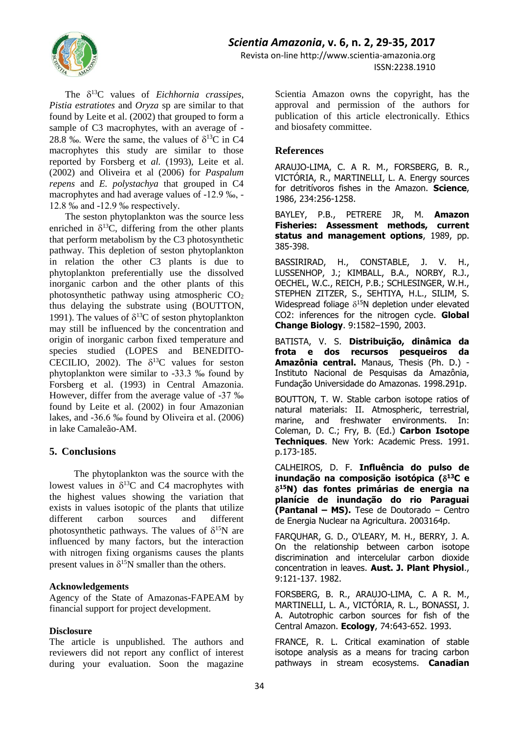The $\delta^{13}C$ values of *Eichhornia crassipes*, *Pistia estratiotes* and *Oryza* sp are similar to that found by Leite et al. (2002) that grouped to form a sample of C3 macrophytes, with an average of -28.8 ‰. Were the same, the values of $\delta^{13}C$ in C4 macrophytes this study are similar to those reported by Forsberg et *al.* (1993), Leite et al. (2002) and Oliveira et al (2006) for *Paspalum repens* and *E. polystachya* that grouped in C4 macrophytes and had average values of -12.9 ‰, -12.8 ‰ and -12.9 ‰ respectively.

The seston phytoplankton was the source less enriched in $\delta^{13}C$, differing from the other plants that perform metabolism by the C3 photosynthetic pathway. This depletion of seston phytoplankton in relation the other C3 plants is due to phytoplankton preferentially use the dissolved inorganic carbon and the other plants of this photosynthetic pathway using atmospheric $CO_2$ thus delaying the substrate using (BOUTTON, 1991). The values of $\delta^{13}C$ of seston phytoplankton may still be influenced by the concentration and origin of inorganic carbon fixed temperature and species studied (LOPES and BENEDITO-CECILIO, 2002). The $\delta^{13}C$ values for seston phytoplankton were similar to -33.3 ‰ found by Forsberg et al. (1993) in Central Amazonia. However, differ from the average value of -37 ‰ found by Leite et al. (2002) in four Amazonian lakes, and -36.6 ‰ found by Oliveira et al. (2006) in lake Camaleão-AM.

## 5. Conclusions

The phytoplankton was the source with the lowest values in $\delta^{13}C$ and C4 macrophytes with the highest values showing the variation that exists in values isotopic of the plants that utilize different carbon sources and different photosynthetic pathways. The values of $\delta^{15}N$ are influenced by many factors, but the interaction with nitrogen fixing organisms causes the plants present values in $\delta^{15}N$ smaller than the others.

### Acknowledgements

Agency of the State of Amazonas-FAPEAM by financial support for project development.

### Disclosure

The article is unpublished. The authors and reviewers did not report any conflict of interest during your evaluation. Soon the magazine Scientia Amazon owns the copyright, has the approval and permission of the authors for publication of this article electronically. Ethics and biosafety committee.

## References

ARAUJO-LIMA, C. A R. M., FORSBERG, B. R., VICTÓRIA, R., MARTINELLI, L. A. Energy sources for detritívoros fishes in the Amazon. **Science**, 1986, 234:256-1258.

BAYLEY, P.B., PETRERE JR, M. **Amazon Fisheries: Assessment methods, current status and management options**, 1989, pp. 385-398.

BASSIRIRAD, H., CONSTABLE, J. V. H., LUSSENHOP, J.; KIMBALL, B.A., NORBY, R.J., OECHEL, W.C., REICH, P.B.; SCHLESINGER, W.H., STEPHEN ZITZER, S., SEHTIYA, H.L., SILIM, S. Widespread foliage $\delta^{15}N$ depletion under elevated CO2: inferences for the nitrogen cycle. **Global Change Biology**. 9:1582–1590, 2003.

BATISTA, V. S. **Distribuição, dinâmica da frota e dos recursos pesqueiros da Amazônia central.** Manaus, Thesis (Ph. D.) - Instituto Nacional de Pesquisas da Amazônia, Fundação Universidade do Amazonas. 1998.291p.

BOUTTON, T. W. Stable carbon isotope ratios of natural materials: II. Atmospheric, terrestrial, marine, and freshwater environments. In: Coleman, D. C.; Fry, B. (Ed.) **Carbon Isotope Techniques**. New York: Academic Press. 1991. p.173-185.

CALHEIROS, D. F. **Influência do pulso de inundação na composição isotópica ($\delta^{13}C$ e $\delta^{15}N$) das fontes primárias de energia na planície de inundação do rio Paraguai (Pantanal – MS).** Tese de Doutorado – Centro de Energia Nuclear na Agricultura. 2003164p.

FARQUHAR, G. D., O'LEARY, M. H., BERRY, J. A. On the relationship between carbon isotope discrimination and intercelular carbon dioxide concentration in leaves. **Aust. J. Plant Physiol**., 9:121-137. 1982.

FORSBERG, B. R., ARAUJO-LIMA, C. A R. M., MARTINELLI, L. A., VICTÓRIA, R. L., BONASSI, J. A. Autotrophic carbon sources for fish of the Central Amazon. **Ecology**, 74:643-652. 1993.

FRANCE, R. L. Critical examination of stable isotope analysis as a means for tracing carbon pathways in stream ecosystems. **Canadian**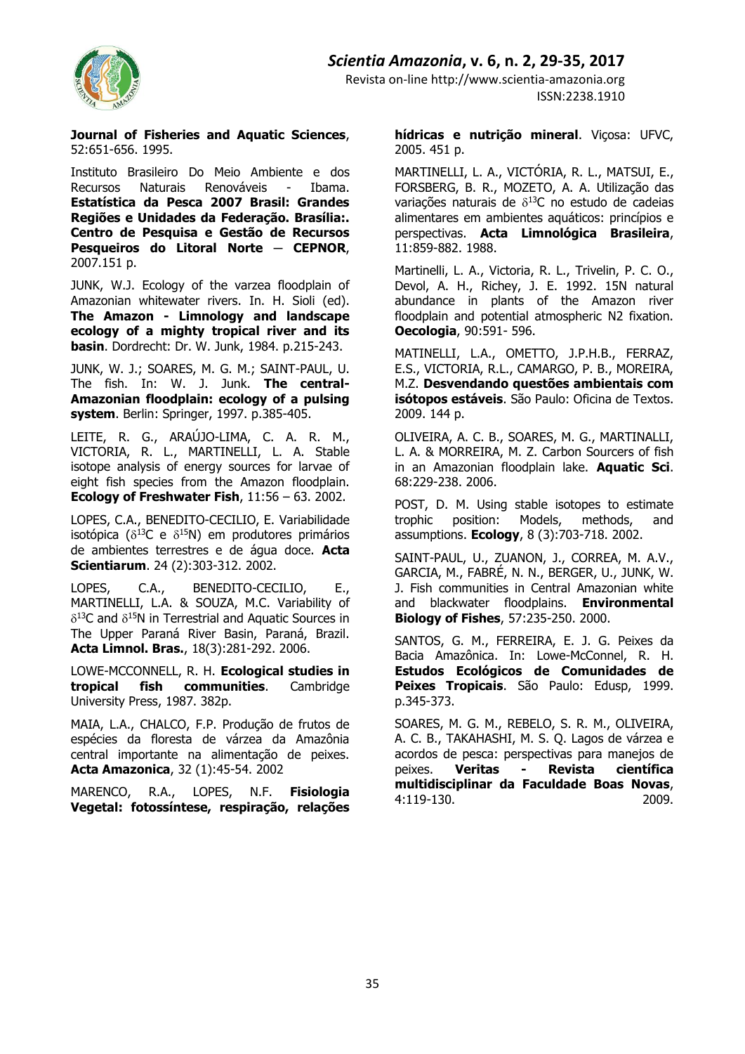**Journal of Fisheries and Aquatic Sciences**, 52:651-656. 1995.

Instituto Brasileiro Do Meio Ambiente e dos Recursos Naturais Renováveis - Ibama. **Estatística da Pesca 2007 Brasil: Grandes Regiões e Unidades da Federação. Brasília:. Centro de Pesquisa e Gestão de Recursos Pesqueiros do Litoral Norte – CEPNOR**, 2007.151 p.

JUNK, W.J. Ecology of the varzea floodplain of Amazonian whitewater rivers. In. H. Sioli (ed). **The Amazon - Limnology and landscape ecology of a mighty tropical river and its basin**. Dordrecht: Dr. W. Junk, 1984. p.215-243.

JUNK, W. J.; SOARES, M. G. M.; SAINT-PAUL, U. The fish. In: W. J. Junk. **The central-Amazonian floodplain: ecology of a pulsing system**. Berlin: Springer, 1997. p.385-405.

LEITE, R. G., ARAÚJO-LIMA, C. A. R. M., VICTORIA, R. L., MARTINELLI, L. A. Stable isotope analysis of energy sources for larvae of eight fish species from the Amazon floodplain. **Ecology of Freshwater Fish**, 11:56 – 63. 2002.

LOPES, C.A., BENEDITO-CECILIO, E. Variabilidade isotópica ($\delta^{13}C$ e $\delta^{15}N$) em produtores primários de ambientes terrestres e de água doce. **Acta Scientiarum**. 24 (2):303-312. 2002.

LOPES, C.A., BENEDITO-CECILIO, E., MARTINELLI, L.A. & SOUZA, M.C. Variability of $\delta^{13}C$ and $\delta^{15}N$ in Terrestrial and Aquatic Sources in The Upper Paraná River Basin, Paraná, Brazil. **Acta Limnol. Bras.**, 18(3):281-292. 2006.

LOWE-MCCONNELL, R. H. **Ecological studies in tropical fish communities**. Cambridge University Press, 1987. 382p.

MAIA, L.A., CHALCO, F.P. Produção de frutos de espécies da floresta de várzea da Amazônia central importante na alimentação de peixes. **Acta Amazonica**, 32 (1):45-54. 2002

MARENCO, R.A., LOPES, N.F. **Fisiologia Vegetal: fotossíntese, respiração, relações hídricas e nutrição mineral**. Viçosa: UFVC, 2005. 451 p.

MARTINELLI, L. A., VICTÓRIA, R. L., MATSUI, E., FORSBERG, B. R., MOZETO, A. A. Utilização das variações naturais de $\delta^{13}C$ no estudo de cadeias alimentares em ambientes aquáticos: princípios e perspectivas. **Acta Limnológica Brasileira**, 11:859-882. 1988.

Martinelli, L. A., Victoria, R. L., Trivelin, P. C. O., Devol, A. H., Richey, J. E. 1992. 15N natural abundance in plants of the Amazon river floodplain and potential atmospheric N2 fixation. **Oecologia**, 90:591- 596.

MATINELLI, L.A., OMETTO, J.P.H.B., FERRAZ, E.S., VICTORIA, R.L., CAMARGO, P. B., MOREIRA, M.Z. **Desvendando questões ambientais com isótopos estáveis**. São Paulo: Oficina de Textos. 2009. 144 p.

OLIVEIRA, A. C. B., SOARES, M. G., MARTINALLI, L. A. & MORREIRA, M. Z. Carbon Sourcers of fish in an Amazonian floodplain lake. **Aquatic Sci**. 68:229-238. 2006.

POST, D. M. Using stable isotopes to estimate trophic position: Models, methods, and assumptions. **Ecology**, 8 (3):703-718. 2002.

SAINT-PAUL, U., ZUANON, J., CORREA, M. A.V., GARCIA, M., FABRÉ, N. N., BERGER, U., JUNK, W. J. Fish communities in Central Amazonian white and blackwater floodplains. **Environmental Biology of Fishes**, 57:235-250. 2000.

SANTOS, G. M., FERREIRA, E. J. G. Peixes da Bacia Amazônica. In: Lowe-McConnel, R. H. **Estudos Ecológicos de Comunidades de Peixes Tropicais**. São Paulo: Edusp, 1999. p.345-373.

SOARES, M. G. M., REBELO, S. R. M., OLIVEIRA, A. C. B., TAKAHASHI, M. S. Q. Lagos de várzea e acordos de pesca: perspectivas para manejos de peixes. **Veritas - Revista científica multidisciplinar da Faculdade Boas Novas**, 4:119-130. 2009.